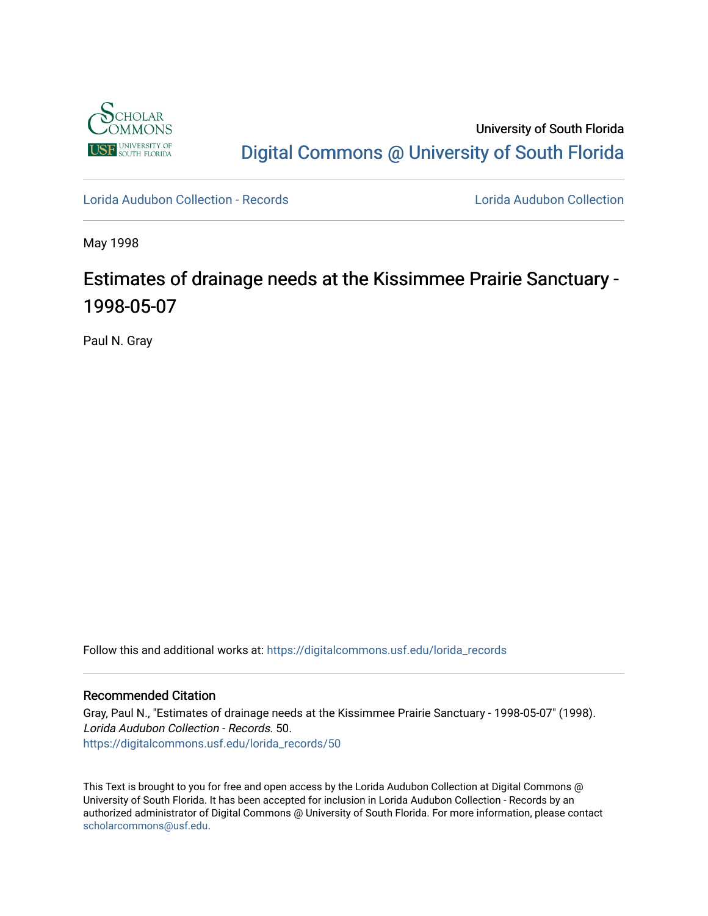University of South Florida

Digital Commons @ University of South Florida

Lorida Audubon Collection - Records | Lorida Audubon Collection

May 1998

# Estimates of drainage needs at the Kissimmee Prairie Sanctuary - 1998-05-07

Paul N. Gray

Follow this and additional works at: https://digitalcommons.usf.edu/lorida_records

## Recommended Citation

Gray, Paul N., "Estimates of drainage needs at the Kissimmee Prairie Sanctuary - 1998-05-07" (1998). *Lorida Audubon Collection - Records*. 50.
https://digitalcommons.usf.edu/lorida_records/50

This Text is brought to you for free and open access by the Lorida Audubon Collection at Digital Commons @ University of South Florida. It has been accepted for inclusion in Lorida Audubon Collection - Records by an authorized administrator of Digital Commons @ University of South Florida. For more information, please contact scholarcommons@usf.edu.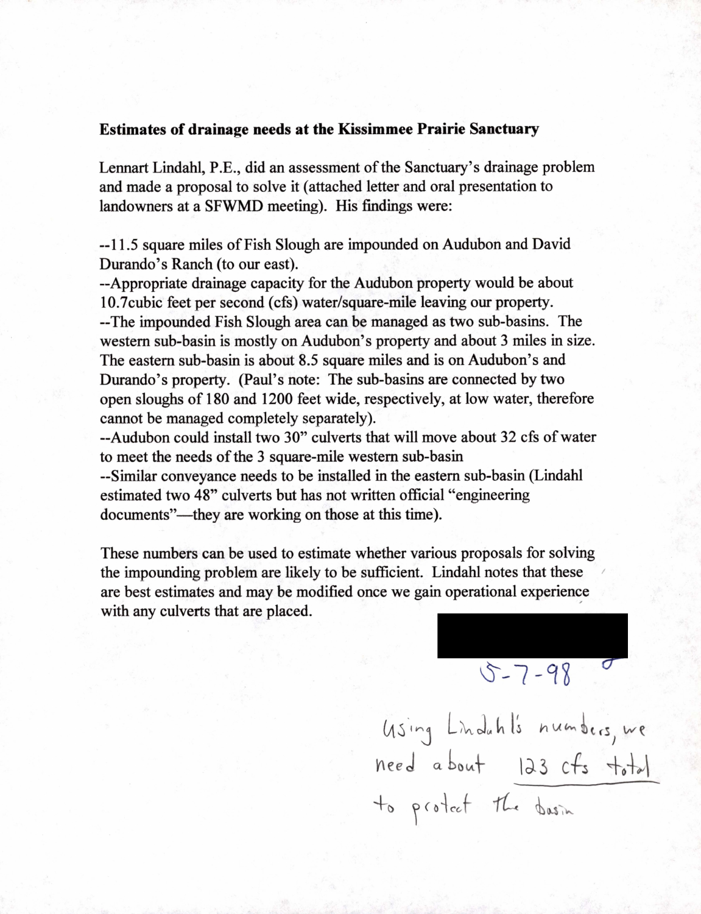**Estimates of drainage needs at the Kissimmee Prairie Sanctuary**

Lennart Lindahl, P.E., did an assessment of the Sanctuary's drainage problem and made a proposal to solve it (attached letter and oral presentation to landowners at a SFWMD meeting). His findings were:

--11.5 square miles of Fish Slough are impounded on Audubon and David Durando's Ranch (to our east).
--Appropriate drainage capacity for the Audubon property would be about 10.7cubic feet per second (cfs) water/square-mile leaving our property.
--The impounded Fish Slough area can be managed as two sub-basins. The western sub-basin is mostly on Audubon's property and about 3 miles in size. The eastern sub-basin is about 8.5 square miles and is on Audubon's and Durando's property. (Paul's note: The sub-basins are connected by two open sloughs of 180 and 1200 feet wide, respectively, at low water, therefore cannot be managed completely separately).
--Audubon could install two 30" culverts that will move about 32 cfs of water to meet the needs of the 3 square-mile western sub-basin
--Similar conveyance needs to be installed in the eastern sub-basin (Lindahl estimated two 48" culverts but has not written official "engineering documents"—they are working on those at this time).

These numbers can be used to estimate whether various proposals for solving the impounding problem are likely to be sufficient. Lindahl notes that these are best estimates and may be modified once we gain operational experience with any culverts that are placed.

5-7-98

Using Lindahl's numbers, we need about 123 cfs total to protect the basin